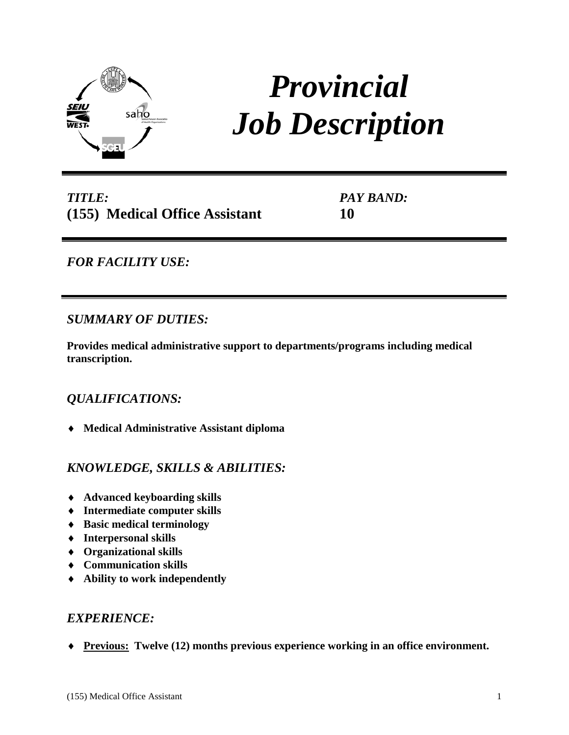# *Provincial Job Description*

***TITLE:***
**(155) Medical Office Assistant**

***PAY BAND:***
**10**

## *FOR FACILITY USE:*

## *SUMMARY OF DUTIES:*

**Provides medical administrative support to departments/programs including medical transcription.**

## *QUALIFICATIONS:*

- **Medical Administrative Assistant diploma**

## *KNOWLEDGE, SKILLS & ABILITIES:*

- **Advanced keyboarding skills**
- **Intermediate computer skills**
- **Basic medical terminology**
- **Interpersonal skills**
- **Organizational skills**
- **Communication skills**
- **Ability to work independently**

## *EXPERIENCE:*

- **Previous: Twelve (12) months previous experience working in an office environment.**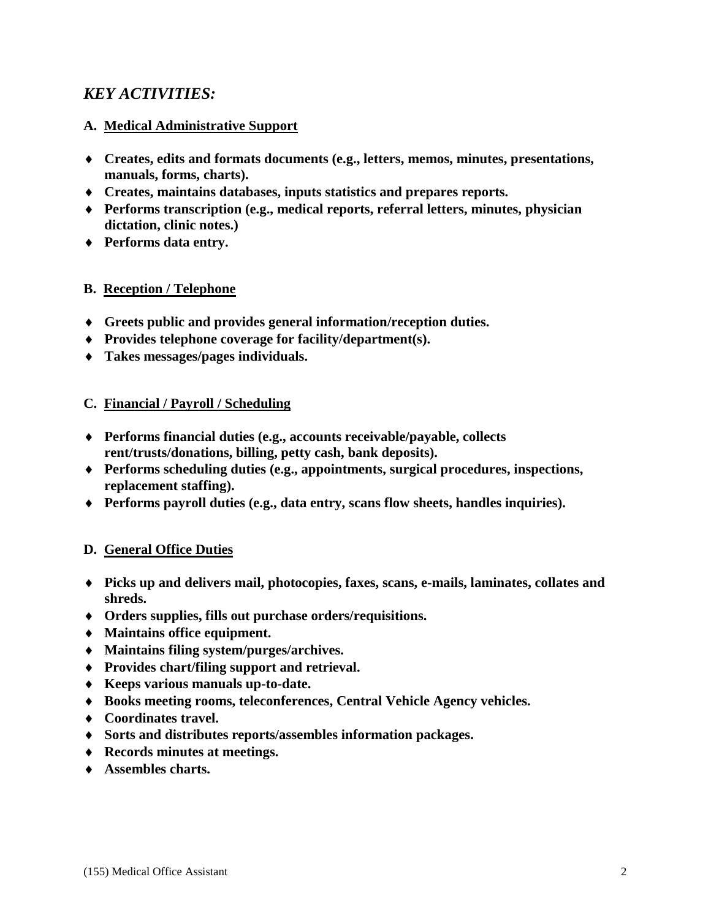## *KEY ACTIVITIES:*

### A. Medical Administrative Support

- **Creates, edits and formats documents (e.g., letters, memos, minutes, presentations, manuals, forms, charts).**
- **Creates, maintains databases, inputs statistics and prepares reports.**
- **Performs transcription (e.g., medical reports, referral letters, minutes, physician dictation, clinic notes.)**
- **Performs data entry.**

### B. Reception / Telephone

- **Greets public and provides general information/reception duties.**
- **Provides telephone coverage for facility/department(s).**
- **Takes messages/pages individuals.**

### C. Financial / Payroll / Scheduling

- **Performs financial duties (e.g., accounts receivable/payable, collects rent/trusts/donations, billing, petty cash, bank deposits).**
- **Performs scheduling duties (e.g., appointments, surgical procedures, inspections, replacement staffing).**
- **Performs payroll duties (e.g., data entry, scans flow sheets, handles inquiries).**

### D. General Office Duties

- **Picks up and delivers mail, photocopies, faxes, scans, e-mails, laminates, collates and shreds.**
- **Orders supplies, fills out purchase orders/requisitions.**
- **Maintains office equipment.**
- **Maintains filing system/purges/archives.**
- **Provides chart/filing support and retrieval.**
- **Keeps various manuals up-to-date.**
- **Books meeting rooms, teleconferences, Central Vehicle Agency vehicles.**
- **Coordinates travel.**
- **Sorts and distributes reports/assembles information packages.**
- **Records minutes at meetings.**
- **Assembles charts.**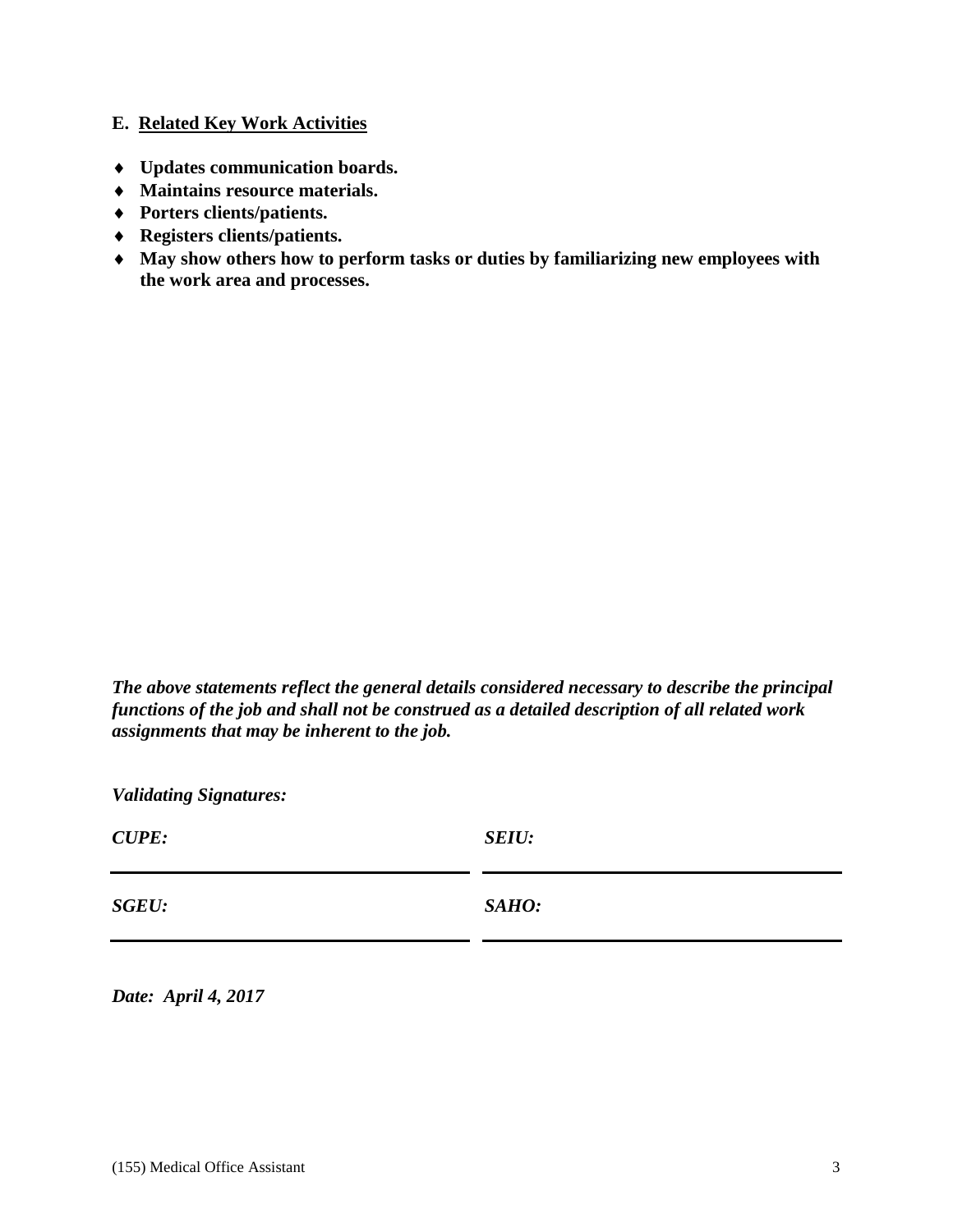**E. Related Key Work Activities**

- **Updates communication boards.**
- **Maintains resource materials.**
- **Porters clients/patients.**
- **Registers clients/patients.**
- **May show others how to perform tasks or duties by familiarizing new employees with the work area and processes.**

***The above statements reflect the general details considered necessary to describe the principal functions of the job and shall not be construed as a detailed description of all related work assignments that may be inherent to the job.***

***Validating Signatures:***

| | |
|---|---|
| ***CUPE:*** | ***SEIU:*** |
| ***SGEU:*** | ***SAHO:*** |

***Date: April 4, 2017***